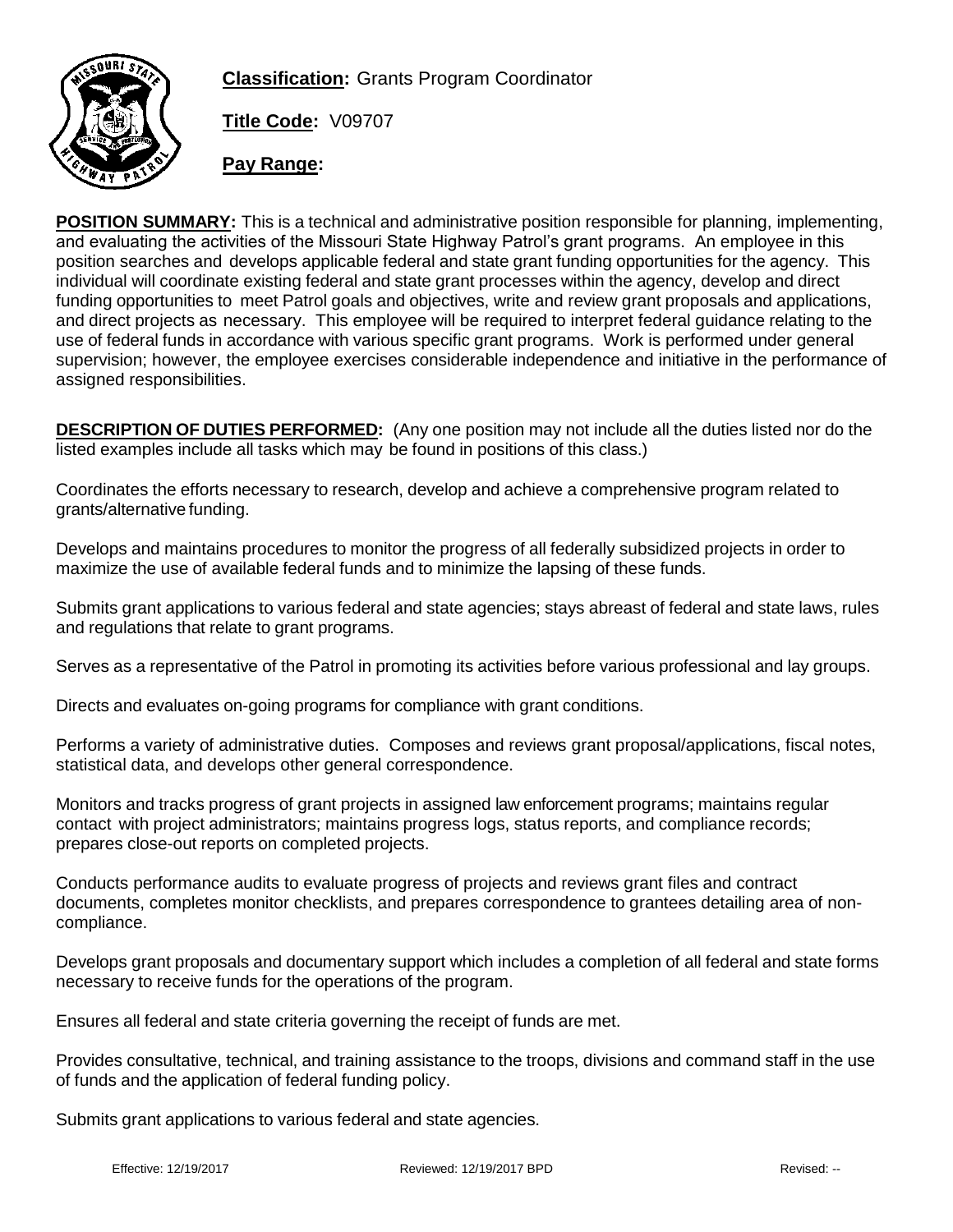**Classification:** Grants Program Coordinator

**Title Code:** V09707

**Pay Range:**

**POSITION SUMMARY:** This is a technical and administrative position responsible for planning, implementing, and evaluating the activities of the Missouri State Highway Patrol's grant programs. An employee in this position searches and develops applicable federal and state grant funding opportunities for the agency. This individual will coordinate existing federal and state grant processes within the agency, develop and direct funding opportunities to meet Patrol goals and objectives, write and review grant proposals and applications, and direct projects as necessary. This employee will be required to interpret federal guidance relating to the use of federal funds in accordance with various specific grant programs. Work is performed under general supervision; however, the employee exercises considerable independence and initiative in the performance of assigned responsibilities.

**DESCRIPTION OF DUTIES PERFORMED:** (Any one position may not include all the duties listed nor do the listed examples include all tasks which may be found in positions of this class.)

Coordinates the efforts necessary to research, develop and achieve a comprehensive program related to grants/alternative funding.

Develops and maintains procedures to monitor the progress of all federally subsidized projects in order to maximize the use of available federal funds and to minimize the lapsing of these funds.

Submits grant applications to various federal and state agencies; stays abreast of federal and state laws, rules and regulations that relate to grant programs.

Serves as a representative of the Patrol in promoting its activities before various professional and lay groups.

Directs and evaluates on-going programs for compliance with grant conditions.

Performs a variety of administrative duties. Composes and reviews grant proposal/applications, fiscal notes, statistical data, and develops other general correspondence.

Monitors and tracks progress of grant projects in assigned law enforcement programs; maintains regular contact with project administrators; maintains progress logs, status reports, and compliance records; prepares close-out reports on completed projects.

Conducts performance audits to evaluate progress of projects and reviews grant files and contract documents, completes monitor checklists, and prepares correspondence to grantees detailing area of non-compliance.

Develops grant proposals and documentary support which includes a completion of all federal and state forms necessary to receive funds for the operations of the program.

Ensures all federal and state criteria governing the receipt of funds are met.

Provides consultative, technical, and training assistance to the troops, divisions and command staff in the use of funds and the application of federal funding policy.

Submits grant applications to various federal and state agencies.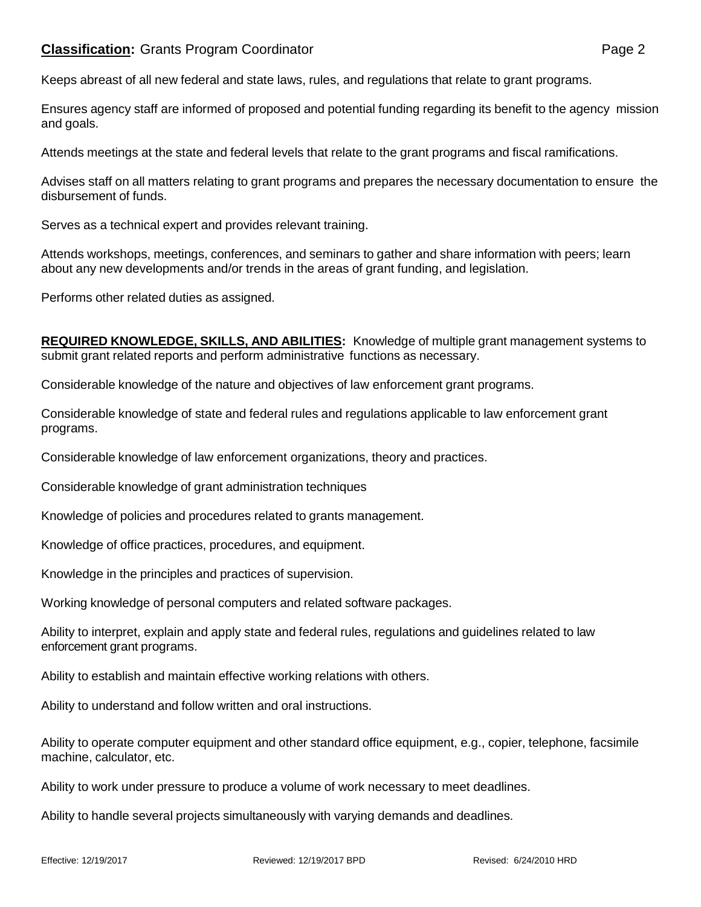Keeps abreast of all new federal and state laws, rules, and regulations that relate to grant programs.

Ensures agency staff are informed of proposed and potential funding regarding its benefit to the agency mission and goals.

Attends meetings at the state and federal levels that relate to the grant programs and fiscal ramifications.

Advises staff on all matters relating to grant programs and prepares the necessary documentation to ensure the disbursement of funds.

Serves as a technical expert and provides relevant training.

Attends workshops, meetings, conferences, and seminars to gather and share information with peers; learn about any new developments and/or trends in the areas of grant funding, and legislation.

Performs other related duties as assigned.

**REQUIRED KNOWLEDGE, SKILLS, AND ABILITIES:** Knowledge of multiple grant management systems to submit grant related reports and perform administrative functions as necessary.

Considerable knowledge of the nature and objectives of law enforcement grant programs.

Considerable knowledge of state and federal rules and regulations applicable to law enforcement grant programs.

Considerable knowledge of law enforcement organizations, theory and practices.

Considerable knowledge of grant administration techniques

Knowledge of policies and procedures related to grants management.

Knowledge of office practices, procedures, and equipment.

Knowledge in the principles and practices of supervision.

Working knowledge of personal computers and related software packages.

Ability to interpret, explain and apply state and federal rules, regulations and guidelines related to law enforcement grant programs.

Ability to establish and maintain effective working relations with others.

Ability to understand and follow written and oral instructions.

Ability to operate computer equipment and other standard office equipment, e.g., copier, telephone, facsimile machine, calculator, etc.

Ability to work under pressure to produce a volume of work necessary to meet deadlines.

Ability to handle several projects simultaneously with varying demands and deadlines.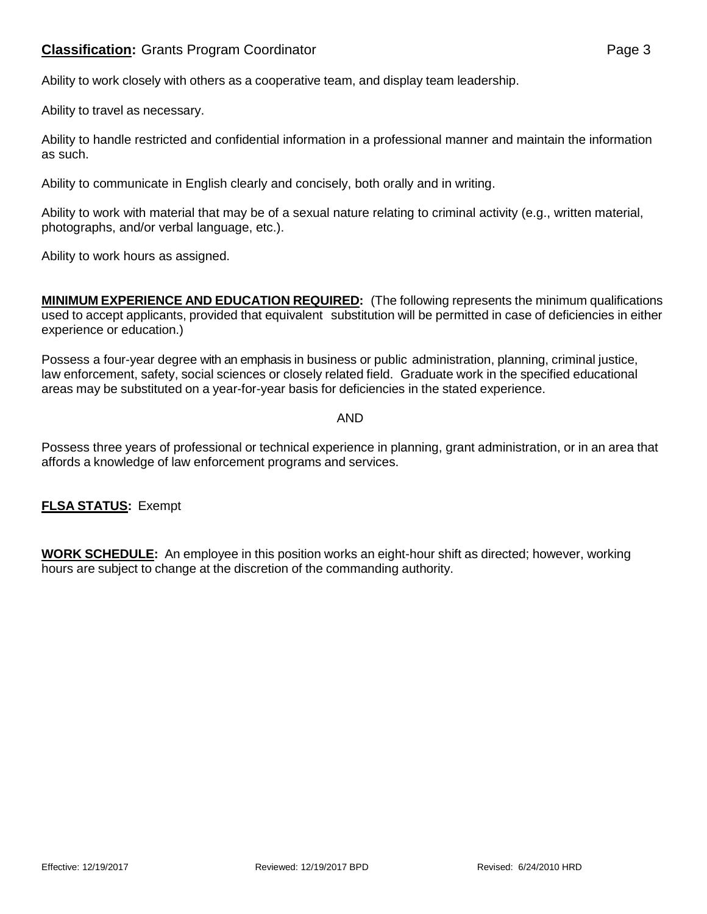Ability to work closely with others as a cooperative team, and display team leadership.

Ability to travel as necessary.

Ability to handle restricted and confidential information in a professional manner and maintain the information as such.

Ability to communicate in English clearly and concisely, both orally and in writing.

Ability to work with material that may be of a sexual nature relating to criminal activity (e.g., written material, photographs, and/or verbal language, etc.).

Ability to work hours as assigned.

**MINIMUM EXPERIENCE AND EDUCATION REQUIRED:** (The following represents the minimum qualifications used to accept applicants, provided that equivalent substitution will be permitted in case of deficiencies in either experience or education.)

Possess a four-year degree with an emphasis in business or public administration, planning, criminal justice, law enforcement, safety, social sciences or closely related field. Graduate work in the specified educational areas may be substituted on a year-for-year basis for deficiencies in the stated experience.

AND

Possess three years of professional or technical experience in planning, grant administration, or in an area that affords a knowledge of law enforcement programs and services.

**FLSA STATUS:** Exempt

**WORK SCHEDULE:** An employee in this position works an eight-hour shift as directed; however, working hours are subject to change at the discretion of the commanding authority.

Effective: 12/19/2017 Reviewed: 12/19/2017 BPD Revised: 6/24/2010 HRD